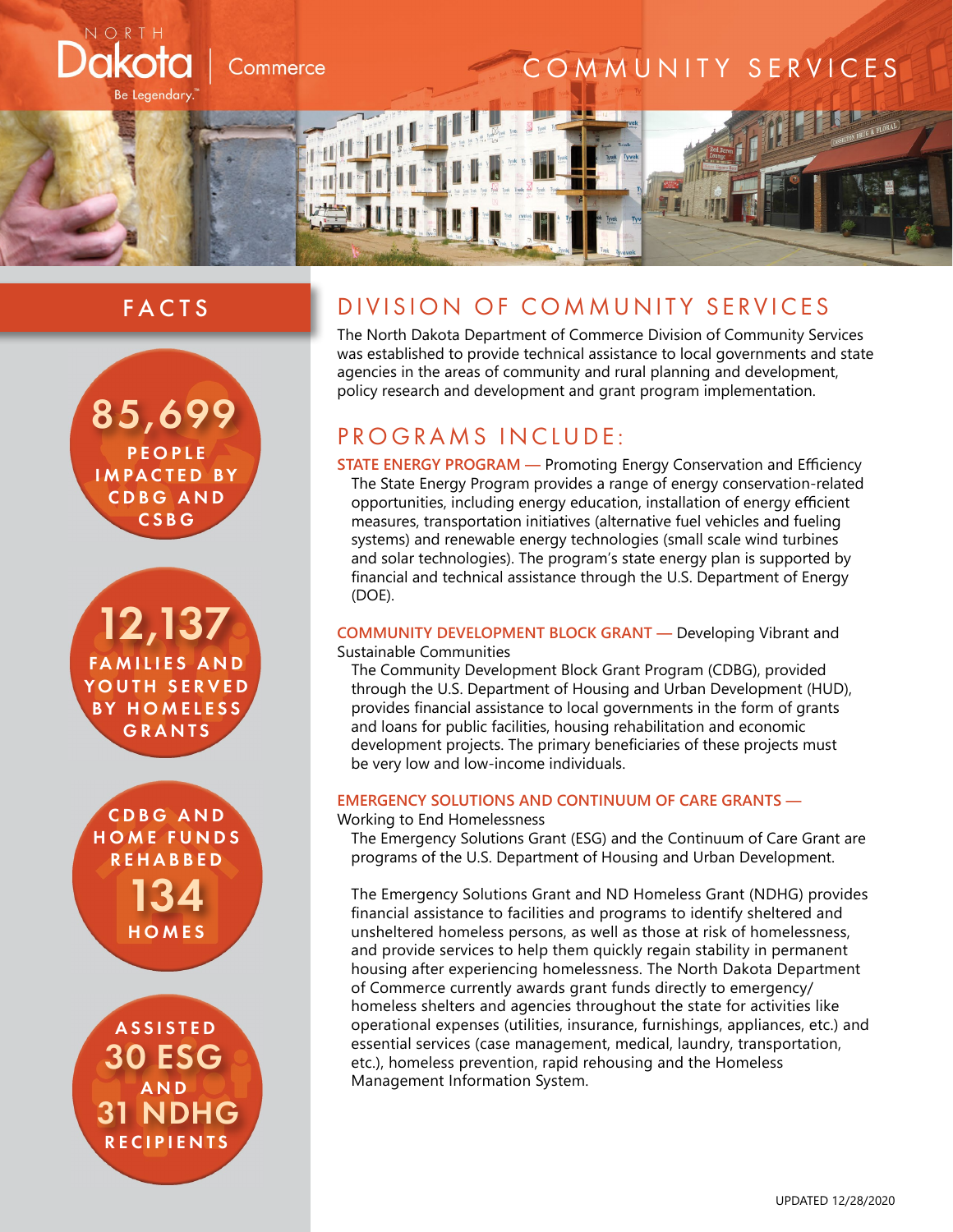NORTH Dakota | Commerce

Be Legendary.™

# COMMUNITY SERVICES

## FACTS

**85,699** PEOPLE IMPACTED BY CDBG AND CSBG

**12,137** FAMILIES AND YOUTH SERVED BY HOMELESS GRANTS

CDBG AND HOME FUNDS REHABBED **134** HOMES

ASSISTED **30 ESG** AND **31 NDHG** RECIPIENTS

## DIVISION OF COMMUNITY SERVICES

The North Dakota Department of Commerce Division of Community Services was established to provide technical assistance to local governments and state agencies in the areas of community and rural planning and development, policy research and development and grant program implementation.

## PROGRAMS INCLUDE:

**STATE ENERGY PROGRAM —** Promoting Energy Conservation and Efficiency

The State Energy Program provides a range of energy conservation-related opportunities, including energy education, installation of energy efficient measures, transportation initiatives (alternative fuel vehicles and fueling systems) and renewable energy technologies (small scale wind turbines and solar technologies). The program's state energy plan is supported by financial and technical assistance through the U.S. Department of Energy (DOE).

**COMMUNITY DEVELOPMENT BLOCK GRANT —** Developing Vibrant and Sustainable Communities

The Community Development Block Grant Program (CDBG), provided through the U.S. Department of Housing and Urban Development (HUD), provides financial assistance to local governments in the form of grants and loans for public facilities, housing rehabilitation and economic development projects. The primary beneficiaries of these projects must be very low and low-income individuals.

**EMERGENCY SOLUTIONS AND CONTINUUM OF CARE GRANTS —** Working to End Homelessness

The Emergency Solutions Grant (ESG) and the Continuum of Care Grant are programs of the U.S. Department of Housing and Urban Development.

The Emergency Solutions Grant and ND Homeless Grant (NDHG) provides financial assistance to facilities and programs to identify sheltered and unsheltered homeless persons, as well as those at risk of homelessness, and provide services to help them quickly regain stability in permanent housing after experiencing homelessness. The North Dakota Department of Commerce currently awards grant funds directly to emergency/homeless shelters and agencies throughout the state for activities like operational expenses (utilities, insurance, furnishings, appliances, etc.) and essential services (case management, medical, laundry, transportation, etc.), homeless prevention, rapid rehousing and the Homeless Management Information System.

UPDATED 12/28/2020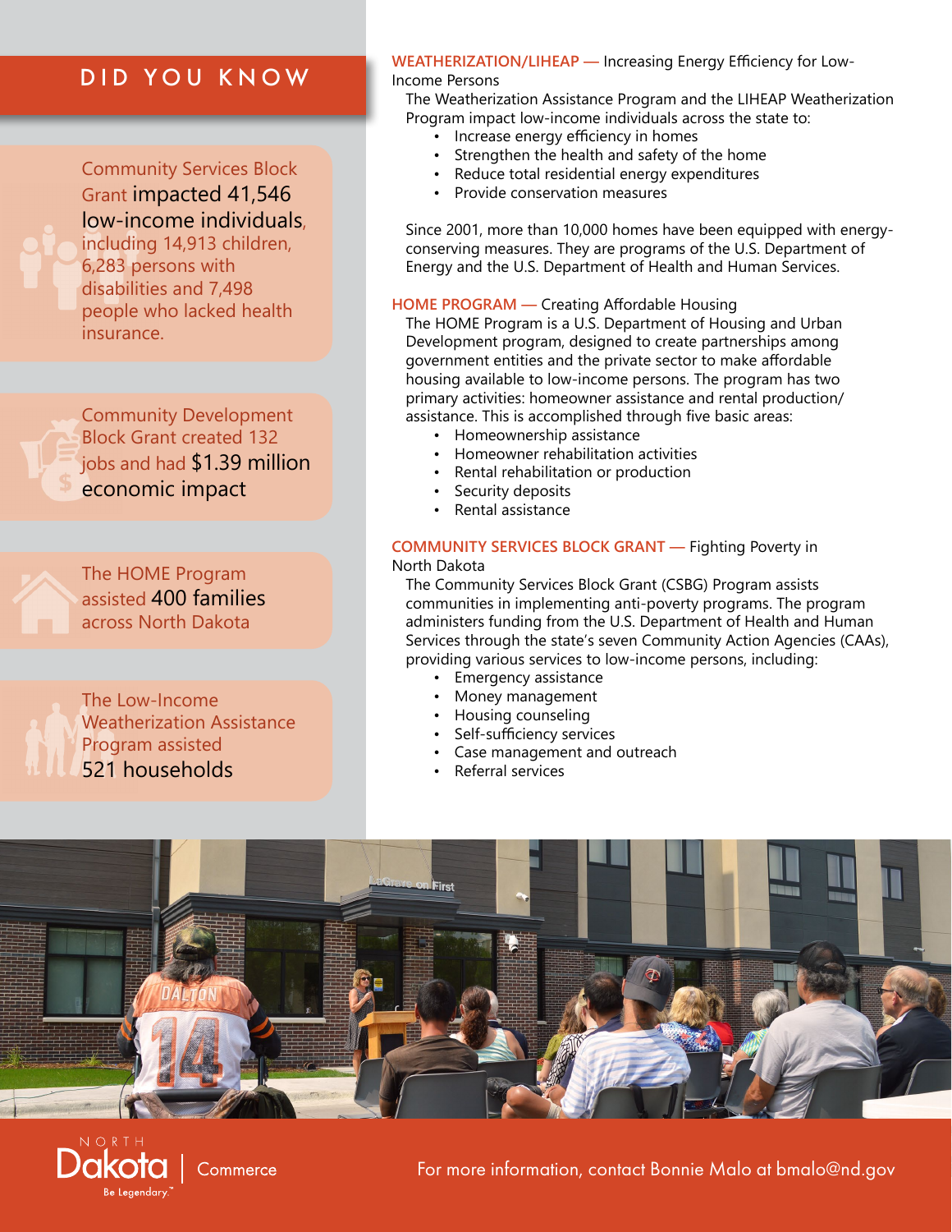## DID YOU KNOW

Community Services Block Grant impacted 41,546 low-income individuals, including 14,913 children, 6,283 persons with disabilities and 7,498 people who lacked health insurance.

Community Development Block Grant created 132 jobs and had $1.39 million economic impact

The HOME Program assisted 400 families across North Dakota

The Low-Income Weatherization Assistance Program assisted 521 households

**WEATHERIZATION/LIHEAP** — Increasing Energy Efficiency for Low-Income Persons

The Weatherization Assistance Program and the LIHEAP Weatherization Program impact low-income individuals across the state to:

- Increase energy efficiency in homes
- Strengthen the health and safety of the home
- Reduce total residential energy expenditures
- Provide conservation measures

Since 2001, more than 10,000 homes have been equipped with energy-conserving measures. They are programs of the U.S. Department of Energy and the U.S. Department of Health and Human Services.

**HOME PROGRAM** — Creating Affordable Housing

The HOME Program is a U.S. Department of Housing and Urban Development program, designed to create partnerships among government entities and the private sector to make affordable housing available to low-income persons. The program has two primary activities: homeowner assistance and rental production/assistance. This is accomplished through five basic areas:

- Homeownership assistance
- Homeowner rehabilitation activities
- Rental rehabilitation or production
- Security deposits
- Rental assistance

**COMMUNITY SERVICES BLOCK GRANT** — Fighting Poverty in North Dakota

The Community Services Block Grant (CSBG) Program assists communities in implementing anti-poverty programs. The program administers funding from the U.S. Department of Health and Human Services through the state's seven Community Action Agencies (CAAs), providing various services to low-income persons, including:

- Emergency assistance
- Money management
- Housing counseling
- Self-sufficiency services
- Case management and outreach
- Referral services

North Dakota | Commerce — Be Legendary.™

For more information, contact Bonnie Malo at bmalo@nd.gov